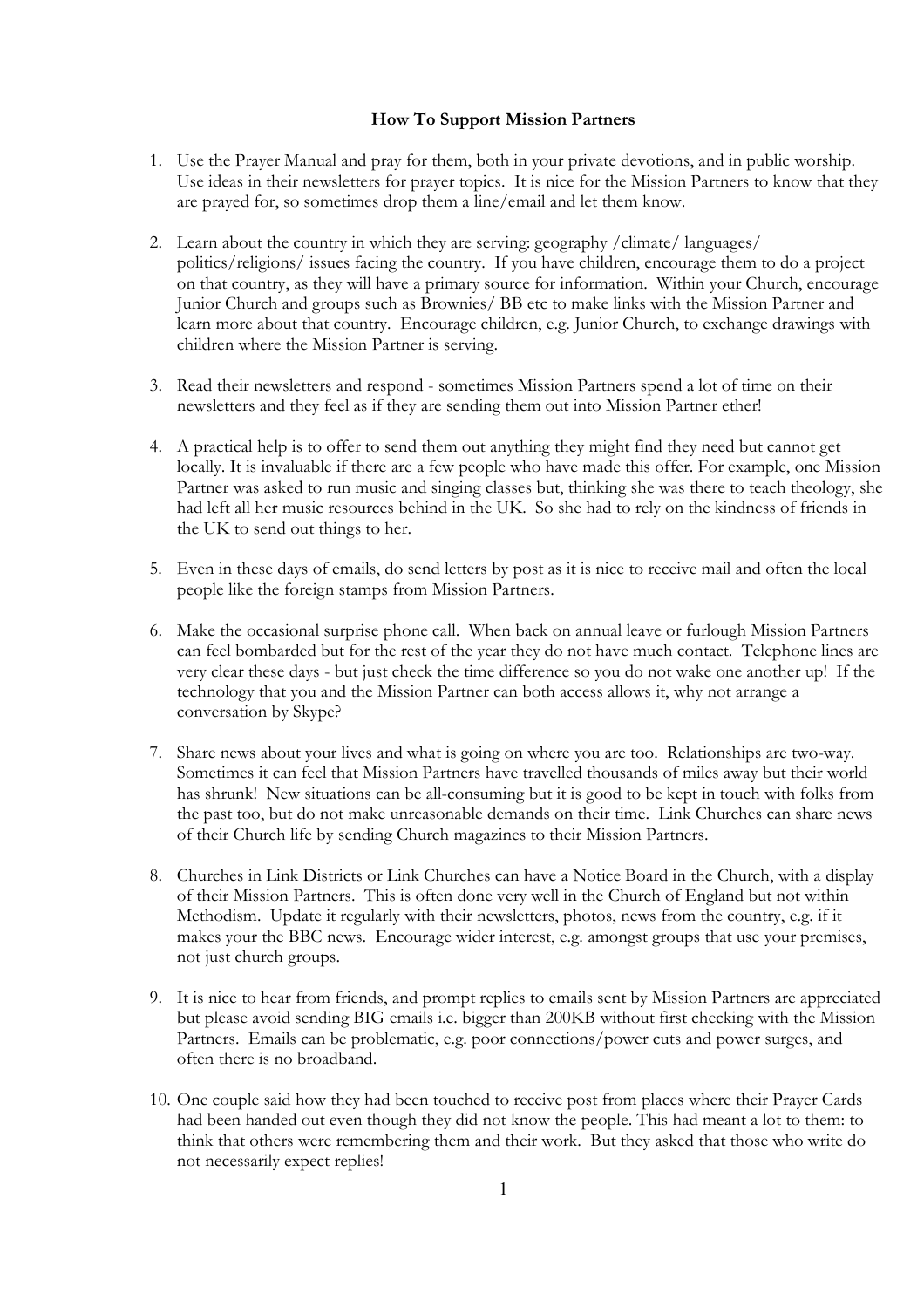**How To Support Mission Partners**

1. Use the Prayer Manual and pray for them, both in your private devotions, and in public worship. Use ideas in their newsletters for prayer topics. It is nice for the Mission Partners to know that they are prayed for, so sometimes drop them a line/email and let them know.

2. Learn about the country in which they are serving: geography /climate/ languages/ politics/religions/ issues facing the country. If you have children, encourage them to do a project on that country, as they will have a primary source for information. Within your Church, encourage Junior Church and groups such as Brownies/ BB etc to make links with the Mission Partner and learn more about that country. Encourage children, e.g. Junior Church, to exchange drawings with children where the Mission Partner is serving.

3. Read their newsletters and respond - sometimes Mission Partners spend a lot of time on their newsletters and they feel as if they are sending them out into Mission Partner ether!

4. A practical help is to offer to send them out anything they might find they need but cannot get locally. It is invaluable if there are a few people who have made this offer. For example, one Mission Partner was asked to run music and singing classes but, thinking she was there to teach theology, she had left all her music resources behind in the UK. So she had to rely on the kindness of friends in the UK to send out things to her.

5. Even in these days of emails, do send letters by post as it is nice to receive mail and often the local people like the foreign stamps from Mission Partners.

6. Make the occasional surprise phone call. When back on annual leave or furlough Mission Partners can feel bombarded but for the rest of the year they do not have much contact. Telephone lines are very clear these days - but just check the time difference so you do not wake one another up! If the technology that you and the Mission Partner can both access allows it, why not arrange a conversation by Skype?

7. Share news about your lives and what is going on where you are too. Relationships are two-way. Sometimes it can feel that Mission Partners have travelled thousands of miles away but their world has shrunk! New situations can be all-consuming but it is good to be kept in touch with folks from the past too, but do not make unreasonable demands on their time. Link Churches can share news of their Church life by sending Church magazines to their Mission Partners.

8. Churches in Link Districts or Link Churches can have a Notice Board in the Church, with a display of their Mission Partners. This is often done very well in the Church of England but not within Methodism. Update it regularly with their newsletters, photos, news from the country, e.g. if it makes your the BBC news. Encourage wider interest, e.g. amongst groups that use your premises, not just church groups.

9. It is nice to hear from friends, and prompt replies to emails sent by Mission Partners are appreciated but please avoid sending BIG emails i.e. bigger than 200KB without first checking with the Mission Partners. Emails can be problematic, e.g. poor connections/power cuts and power surges, and often there is no broadband.

10. One couple said how they had been touched to receive post from places where their Prayer Cards had been handed out even though they did not know the people. This had meant a lot to them: to think that others were remembering them and their work. But they asked that those who write do not necessarily expect replies!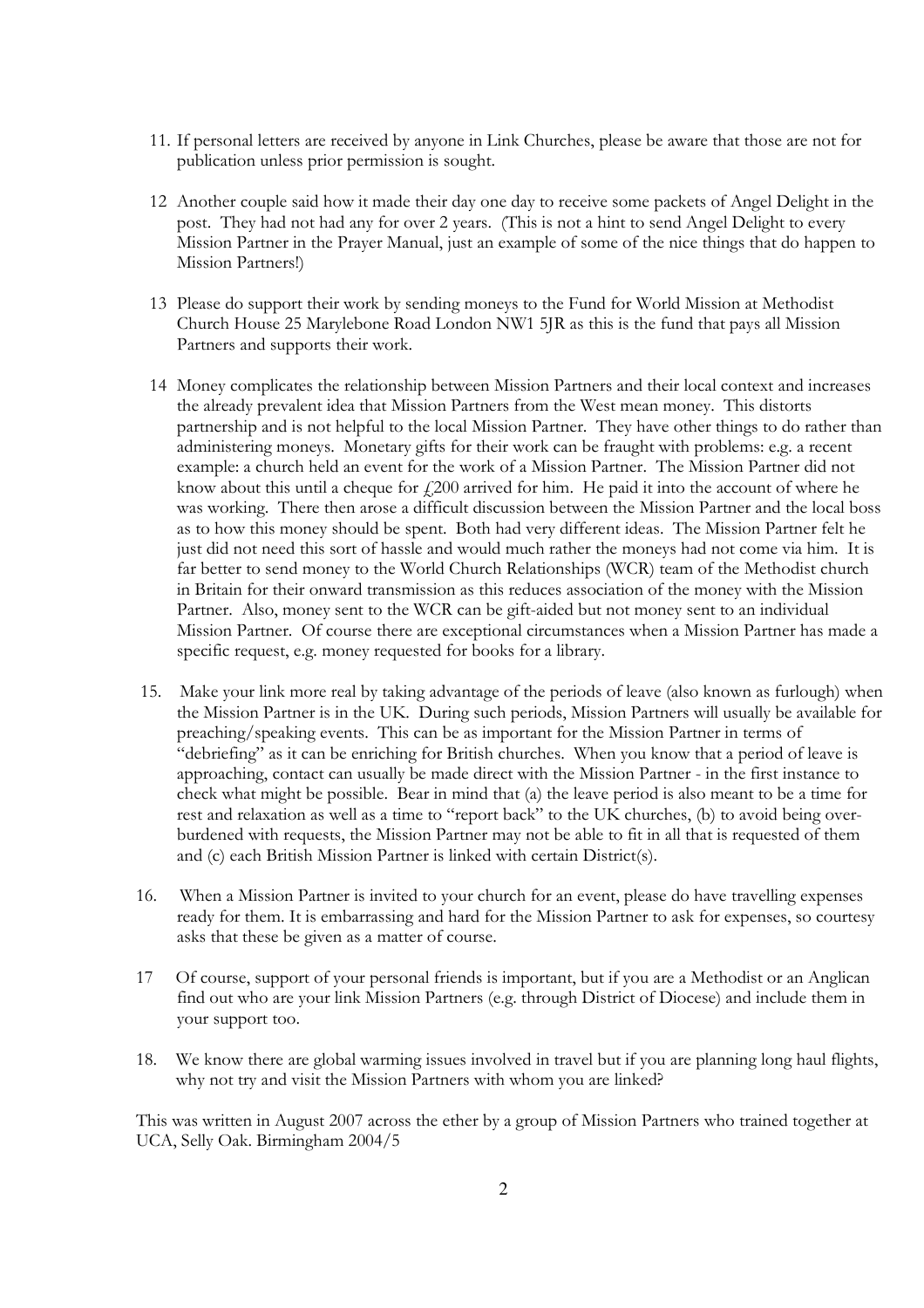11. If personal letters are received by anyone in Link Churches, please be aware that those are not for publication unless prior permission is sought.

12. Another couple said how it made their day one day to receive some packets of Angel Delight in the post. They had not had any for over 2 years. (This is not a hint to send Angel Delight to every Mission Partner in the Prayer Manual, just an example of some of the nice things that do happen to Mission Partners!)

13. Please do support their work by sending moneys to the Fund for World Mission at Methodist Church House 25 Marylebone Road London NW1 5JR as this is the fund that pays all Mission Partners and supports their work.

14. Money complicates the relationship between Mission Partners and their local context and increases the already prevalent idea that Mission Partners from the West mean money. This distorts partnership and is not helpful to the local Mission Partner. They have other things to do rather than administering moneys. Monetary gifts for their work can be fraught with problems: e.g. a recent example: a church held an event for the work of a Mission Partner. The Mission Partner did not know about this until a cheque for £200 arrived for him. He paid it into the account of where he was working. There then arose a difficult discussion between the Mission Partner and the local boss as to how this money should be spent. Both had very different ideas. The Mission Partner felt he just did not need this sort of hassle and would much rather the moneys had not come via him. It is far better to send money to the World Church Relationships (WCR) team of the Methodist church in Britain for their onward transmission as this reduces association of the money with the Mission Partner. Also, money sent to the WCR can be gift-aided but not money sent to an individual Mission Partner. Of course there are exceptional circumstances when a Mission Partner has made a specific request, e.g. money requested for books for a library.

15. Make your link more real by taking advantage of the periods of leave (also known as furlough) when the Mission Partner is in the UK. During such periods, Mission Partners will usually be available for preaching/speaking events. This can be as important for the Mission Partner in terms of "debriefing" as it can be enriching for British churches. When you know that a period of leave is approaching, contact can usually be made direct with the Mission Partner - in the first instance to check what might be possible. Bear in mind that (a) the leave period is also meant to be a time for rest and relaxation as well as a time to "report back" to the UK churches, (b) to avoid being over-burdened with requests, the Mission Partner may not be able to fit in all that is requested of them and (c) each British Mission Partner is linked with certain District(s).

16. When a Mission Partner is invited to your church for an event, please do have travelling expenses ready for them. It is embarrassing and hard for the Mission Partner to ask for expenses, so courtesy asks that these be given as a matter of course.

17. Of course, support of your personal friends is important, but if you are a Methodist or an Anglican find out who are your link Mission Partners (e.g. through District of Diocese) and include them in your support too.

18. We know there are global warming issues involved in travel but if you are planning long haul flights, why not try and visit the Mission Partners with whom you are linked?

This was written in August 2007 across the ether by a group of Mission Partners who trained together at UCA, Selly Oak. Birmingham 2004/5